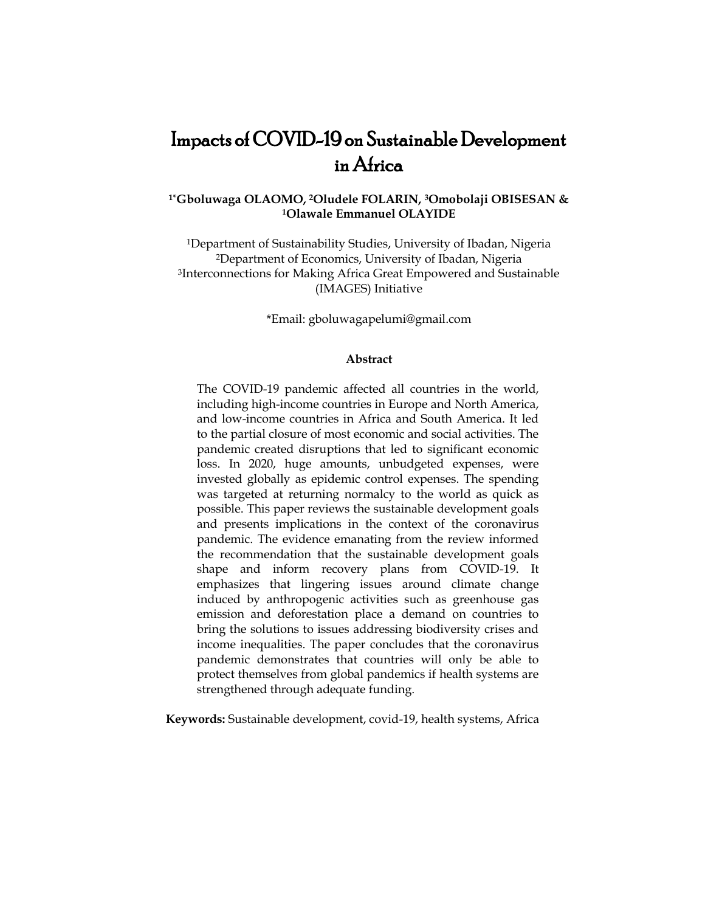# Impacts of COVID-19 on Sustainable Development in Africa

**[1*]Gboluwaga OLAOMO, [2]Oludele FOLARIN, [3]Omobolaji OBISESAN & [1]Olawale Emmanuel OLAYIDE**

[1]Department of Sustainability Studies, University of Ibadan, Nigeria
[2]Department of Economics, University of Ibadan, Nigeria
[3]Interconnections for Making Africa Great Empowered and Sustainable (IMAGES) Initiative

*Email: gboluwagapelumi@gmail.com

**Abstract**

The COVID-19 pandemic affected all countries in the world, including high-income countries in Europe and North America, and low-income countries in Africa and South America. It led to the partial closure of most economic and social activities. The pandemic created disruptions that led to significant economic loss. In 2020, huge amounts, unbudgeted expenses, were invested globally as epidemic control expenses. The spending was targeted at returning normalcy to the world as quick as possible. This paper reviews the sustainable development goals and presents implications in the context of the coronavirus pandemic. The evidence emanating from the review informed the recommendation that the sustainable development goals shape and inform recovery plans from COVID-19. It emphasizes that lingering issues around climate change induced by anthropogenic activities such as greenhouse gas emission and deforestation place a demand on countries to bring the solutions to issues addressing biodiversity crises and income inequalities. The paper concludes that the coronavirus pandemic demonstrates that countries will only be able to protect themselves from global pandemics if health systems are strengthened through adequate funding.

**Keywords:** Sustainable development, covid-19, health systems, Africa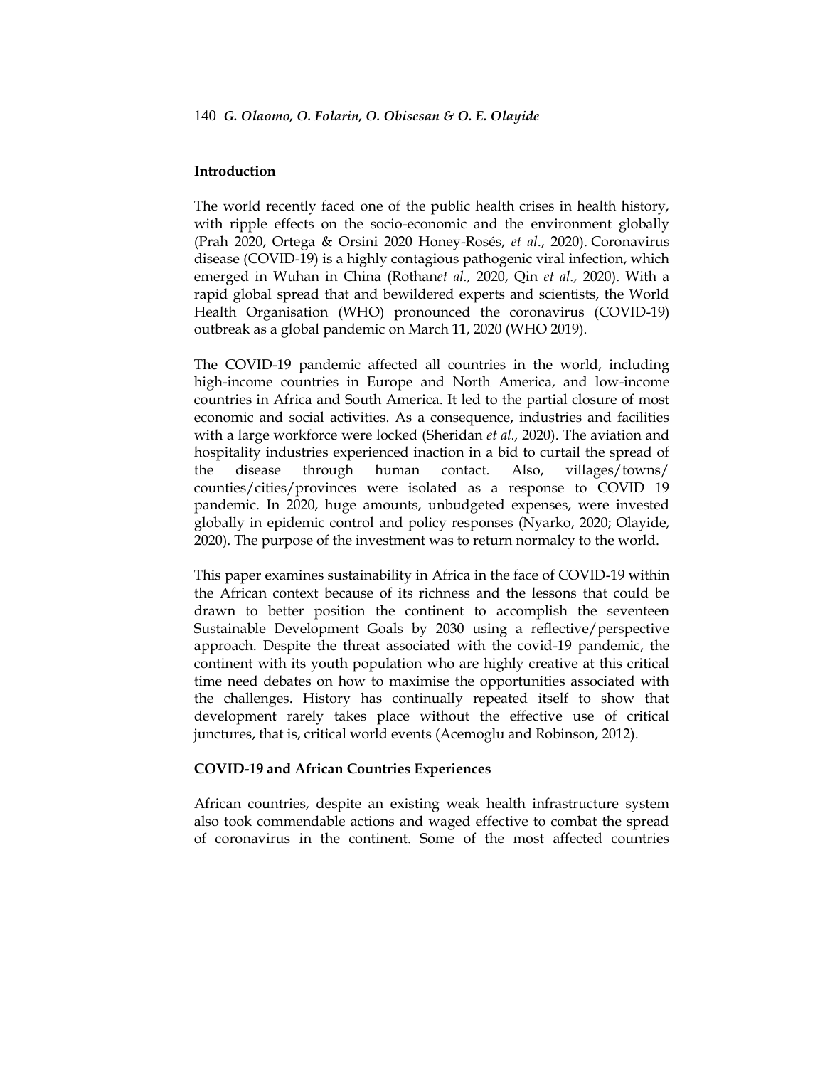## Introduction

The world recently faced one of the public health crises in health history, with ripple effects on the socio-economic and the environment globally (Prah 2020, Ortega & Orsini 2020 Honey-Rosés, *et al*., 2020). Coronavirus disease (COVID-19) is a highly contagious pathogenic viral infection, which emerged in Wuhan in China (Rothan*et al.,* 2020, Qin *et al*., 2020). With a rapid global spread that and bewildered experts and scientists, the World Health Organisation (WHO) pronounced the coronavirus (COVID-19) outbreak as a global pandemic on March 11, 2020 (WHO 2019).

The COVID-19 pandemic affected all countries in the world, including high-income countries in Europe and North America, and low-income countries in Africa and South America. It led to the partial closure of most economic and social activities. As a consequence, industries and facilities with a large workforce were locked (Sheridan *et al.,* 2020). The aviation and hospitality industries experienced inaction in a bid to curtail the spread of the disease through human contact. Also, villages/towns/ counties/cities/provinces were isolated as a response to COVID 19 pandemic. In 2020, huge amounts, unbudgeted expenses, were invested globally in epidemic control and policy responses (Nyarko, 2020; Olayide, 2020). The purpose of the investment was to return normalcy to the world.

This paper examines sustainability in Africa in the face of COVID-19 within the African context because of its richness and the lessons that could be drawn to better position the continent to accomplish the seventeen Sustainable Development Goals by 2030 using a reflective/perspective approach. Despite the threat associated with the covid-19 pandemic, the continent with its youth population who are highly creative at this critical time need debates on how to maximise the opportunities associated with the challenges. History has continually repeated itself to show that development rarely takes place without the effective use of critical junctures, that is, critical world events (Acemoglu and Robinson, 2012).

## COVID-19 and African Countries Experiences

African countries, despite an existing weak health infrastructure system also took commendable actions and waged effective to combat the spread of coronavirus in the continent. Some of the most affected countries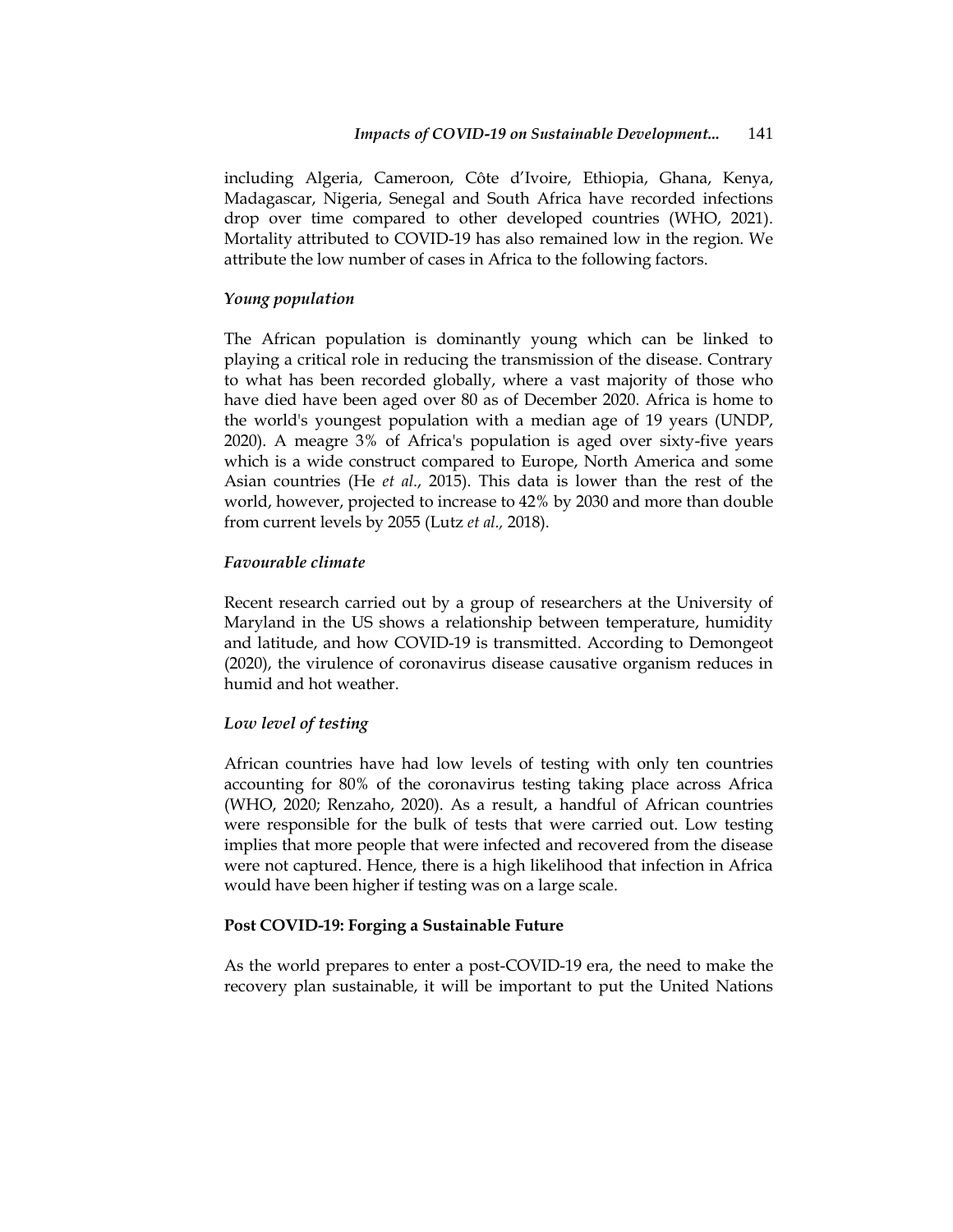including Algeria, Cameroon, Côte d'Ivoire, Ethiopia, Ghana, Kenya, Madagascar, Nigeria, Senegal and South Africa have recorded infections drop over time compared to other developed countries (WHO, 2021). Mortality attributed to COVID-19 has also remained low in the region. We attribute the low number of cases in Africa to the following factors.

### *Young population*

The African population is dominantly young which can be linked to playing a critical role in reducing the transmission of the disease. Contrary to what has been recorded globally, where a vast majority of those who have died have been aged over 80 as of December 2020. Africa is home to the world's youngest population with a median age of 19 years (UNDP, 2020). A meagre 3% of Africa's population is aged over sixty-five years which is a wide construct compared to Europe, North America and some Asian countries (He *et al*., 2015). This data is lower than the rest of the world, however, projected to increase to 42% by 2030 and more than double from current levels by 2055 (Lutz *et al.*, 2018).

### *Favourable climate*

Recent research carried out by a group of researchers at the University of Maryland in the US shows a relationship between temperature, humidity and latitude, and how COVID-19 is transmitted. According to Demongeot (2020), the virulence of coronavirus disease causative organism reduces in humid and hot weather.

### *Low level of testing*

African countries have had low levels of testing with only ten countries accounting for 80% of the coronavirus testing taking place across Africa (WHO, 2020; Renzaho, 2020). As a result, a handful of African countries were responsible for the bulk of tests that were carried out. Low testing implies that more people that were infected and recovered from the disease were not captured. Hence, there is a high likelihood that infection in Africa would have been higher if testing was on a large scale.

## **Post COVID-19: Forging a Sustainable Future**

As the world prepares to enter a post-COVID-19 era, the need to make the recovery plan sustainable, it will be important to put the United Nations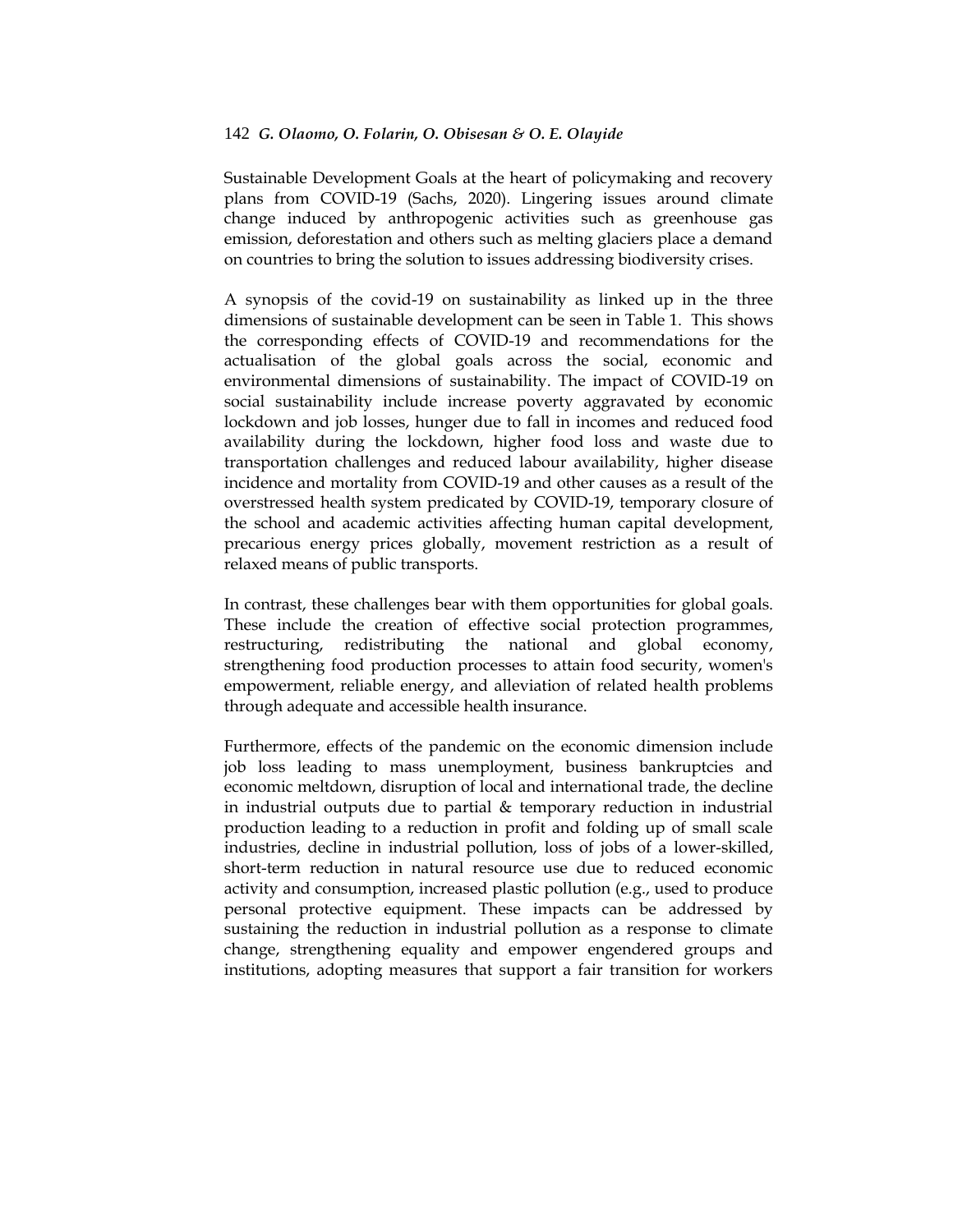Sustainable Development Goals at the heart of policymaking and recovery plans from COVID-19 (Sachs, 2020). Lingering issues around climate change induced by anthropogenic activities such as greenhouse gas emission, deforestation and others such as melting glaciers place a demand on countries to bring the solution to issues addressing biodiversity crises.

A synopsis of the covid-19 on sustainability as linked up in the three dimensions of sustainable development can be seen in Table 1. This shows the corresponding effects of COVID-19 and recommendations for the actualisation of the global goals across the social, economic and environmental dimensions of sustainability. The impact of COVID-19 on social sustainability include increase poverty aggravated by economic lockdown and job losses, hunger due to fall in incomes and reduced food availability during the lockdown, higher food loss and waste due to transportation challenges and reduced labour availability, higher disease incidence and mortality from COVID-19 and other causes as a result of the overstressed health system predicated by COVID-19, temporary closure of the school and academic activities affecting human capital development, precarious energy prices globally, movement restriction as a result of relaxed means of public transports.

In contrast, these challenges bear with them opportunities for global goals. These include the creation of effective social protection programmes, restructuring, redistributing the national and global economy, strengthening food production processes to attain food security, women's empowerment, reliable energy, and alleviation of related health problems through adequate and accessible health insurance.

Furthermore, effects of the pandemic on the economic dimension include job loss leading to mass unemployment, business bankruptcies and economic meltdown, disruption of local and international trade, the decline in industrial outputs due to partial & temporary reduction in industrial production leading to a reduction in profit and folding up of small scale industries, decline in industrial pollution, loss of jobs of a lower-skilled, short-term reduction in natural resource use due to reduced economic activity and consumption, increased plastic pollution (e.g., used to produce personal protective equipment. These impacts can be addressed by sustaining the reduction in industrial pollution as a response to climate change, strengthening equality and empower engendered groups and institutions, adopting measures that support a fair transition for workers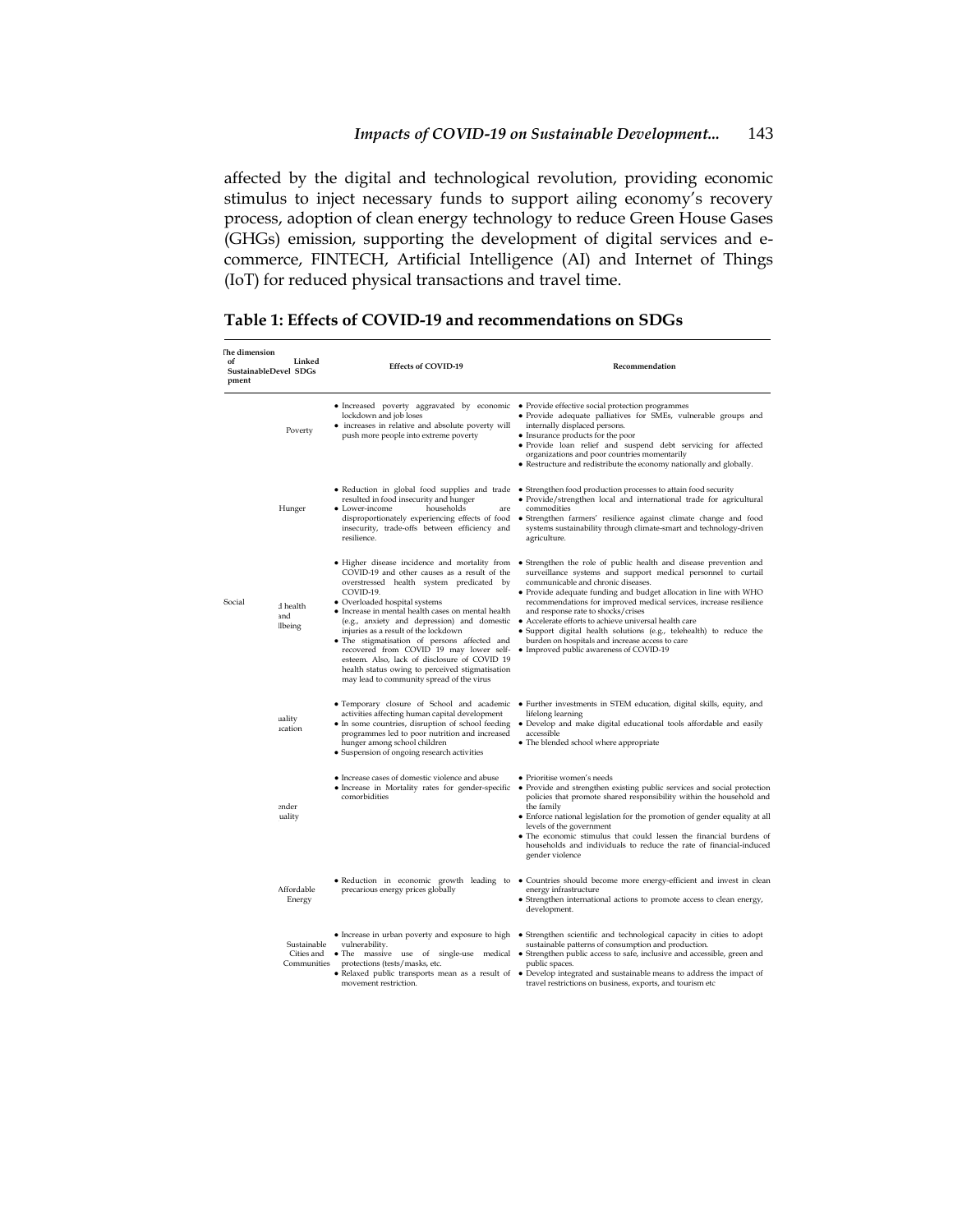affected by the digital and technological revolution, providing economic stimulus to inject necessary funds to support ailing economy's recovery process, adoption of clean energy technology to reduce Green House Gases (GHGs) emission, supporting the development of digital services and e-commerce, FINTECH, Artificial Intelligence (AI) and Internet of Things (IoT) for reduced physical transactions and travel time.

**Table 1: Effects of COVID-19 and recommendations on SDGs**

| The dimension of SustainableDevelopment | Linked SDGs | Effects of COVID-19 | Recommendation |
|---|---|---|---|
| | Poverty | • Increased poverty aggravated by economic lockdown and job loses<br>• increases in relative and absolute poverty will push more people into extreme poverty | • Provide effective social protection programmes<br>• Provide adequate palliatives for SMEs, vulnerable groups and internally displaced persons.<br>• Insurance products for the poor<br>• Provide loan relief and suspend debt servicing for affected organizations and poor countries momentarily<br>• Restructure and redistribute the economy nationally and globally. |
| | Hunger | • Reduction in global food supplies and trade resulted in food insecurity and hunger<br>• Lower-income households are disproportionately experiencing effects of food insecurity, trade-offs between efficiency and resilience. | • Strengthen food production processes to attain food security<br>• Provide/strengthen local and international trade for agricultural commodities<br>• Strengthen farmers' resilience against climate change and food systems sustainability through climate-smart and technology-driven agriculture. |
| Social | :d health and llbeing | • Higher disease incidence and mortality from COVID-19 and other causes as a result of the overstressed health system predicated by COVID-19.<br>• Overloaded hospital systems<br>• Increase in mental health cases on mental health (e.g., anxiety and depression) and domestic injuries as a result of the lockdown<br>• The stigmatisation of persons affected and recovered from COVID 19 may lower self-esteem. Also, lack of disclosure of COVID 19 health status owing to perceived stigmatisation may lead to community spread of the virus | • Strengthen the role of public health and disease prevention and surveillance systems and support medical personnel to curtail communicable and chronic diseases.<br>• Provide adequate funding and budget allocation in line with WHO recommendations for improved medical services, increase resilience and response rate to shocks/crises<br>• Accelerate efforts to achieve universal health care<br>• Support digital health solutions (e.g., telehealth) to reduce the burden on hospitals and increase access to care<br>• Improved public awareness of COVID-19 |
| | uality ıcation | • Temporary closure of School and academic activities affecting human capital development<br>• In some countries, disruption of school feeding programmes led to poor nutrition and increased hunger among school children<br>• Suspension of ongoing research activities | • Further investments in STEM education, digital skills, equity, and lifelong learning<br>• Develop and make digital educational tools affordable and easily accessible<br>• The blended school where appropriate |
| | ender uality | • Increase cases of domestic violence and abuse<br>• Increase in Mortality rates for gender-specific comorbidities | • Prioritise women's needs<br>• Provide and strengthen existing public services and social protection policies that promote shared responsibility within the household and the family<br>• Enforce national legislation for the promotion of gender equality at all levels of the government<br>• The economic stimulus that could lessen the financial burdens of households and individuals to reduce the rate of financial-induced gender violence |
| | Affordable Energy | • Reduction in economic growth leading to precarious energy prices globally | • Countries should become more energy-efficient and invest in clean energy infrastructure<br>• Strengthen international actions to promote access to clean energy, development. |
| | Sustainable Cities and Communities | • Increase in urban poverty and exposure to high vulnerability.<br>• The massive use of single-use medical protections (tests/masks, etc.<br>• Relaxed public transports mean as a result of movement restriction. | • Strengthen scientific and technological capacity in cities to adopt sustainable patterns of consumption and production.<br>• Strengthen public access to safe, inclusive and accessible, green and public spaces.<br>• Develop integrated and sustainable means to address the impact of travel restrictions on business, exports, and tourism etc |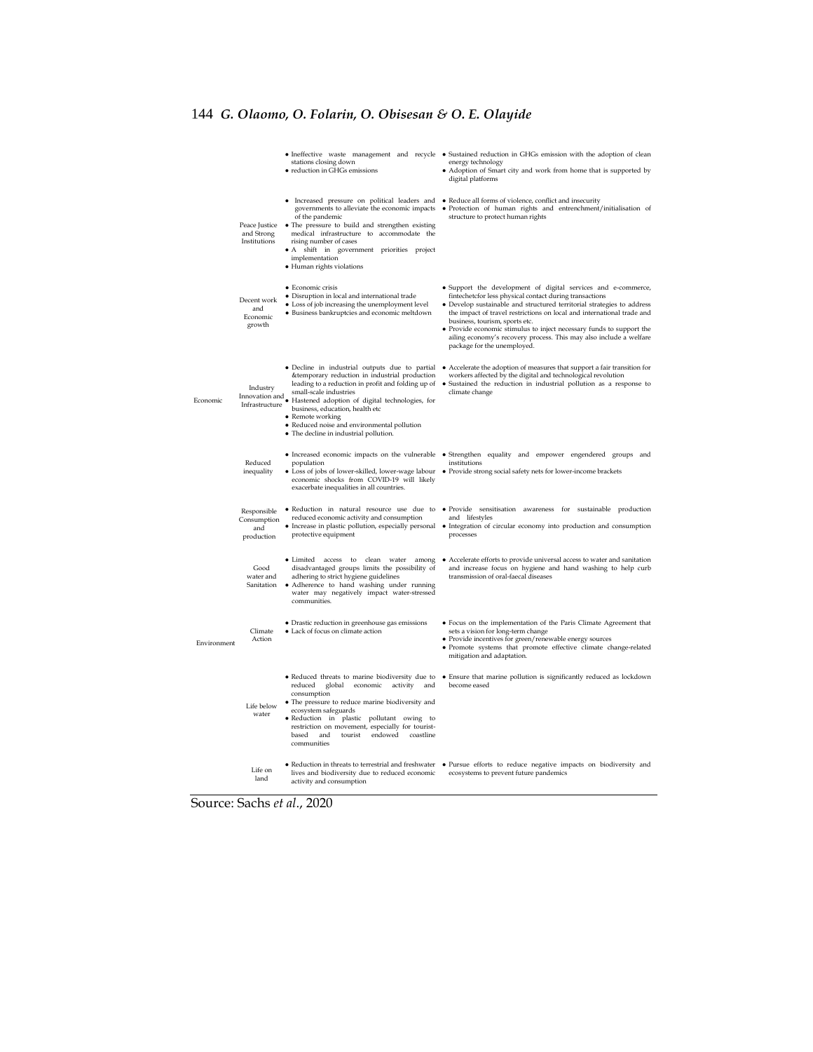| | | | |
|---|---|---|---|
| | | • Ineffective waste management and recycle stations closing down<br>• reduction in GHGs emissions | • Sustained reduction in GHGs emission with the adoption of clean energy technology<br>• Adoption of Smart city and work from home that is supported by digital platforms |
| | Peace Justice and Strong Institutions | • Increased pressure on political leaders and governments to alleviate the economic impacts of the pandemic<br>• The pressure to build and strengthen existing medical infrastructure to accommodate the rising number of cases<br>• A shift in government priorities project implementation<br>• Human rights violations | • Reduce all forms of violence, conflict and insecurity<br>• Protection of human rights and entrenchment/initialisation of structure to protect human rights |
| Economic | Decent work and Economic growth | • Economic crisis<br>• Disruption in local and international trade<br>• Loss of job increasing the unemployment level<br>• Business bankruptcies and economic meltdown | • Support the development of digital services and e-commerce, fintechetcfor less physical contact during transactions<br>• Develop sustainable and structured territorial strategies to address the impact of travel restrictions on local and international trade and business, tourism, sports etc.<br>• Provide economic stimulus to inject necessary funds to support the ailing economy's recovery process. This may also include a welfare package for the unemployed. |
| | Industry Innovation and Infrastructure | • Decline in industrial outputs due to partial &temporary reduction in industrial production leading to a reduction in profit and folding up of small-scale industries<br>• Hastened adoption of digital technologies, for business, education, health etc<br>• Remote working<br>• Reduced noise and environmental pollution<br>• The decline in industrial pollution. | • Accelerate the adoption of measures that support a fair transition for workers affected by the digital and technological revolution<br>• Sustained the reduction in industrial pollution as a response to climate change |
| | Reduced inequality | • Increased economic impacts on the vulnerable population<br>• Loss of jobs of lower-skilled, lower-wage labour economic shocks from COVID-19 will likely exacerbate inequalities in all countries. | • Strengthen equality and empower engendered groups and institutions<br>• Provide strong social safety nets for lower-income brackets |
| | Responsible Consumption and production | • Reduction in natural resource use due to reduced economic activity and consumption<br>• Increase in plastic pollution, especially personal protective equipment | • Provide sensitisation awareness for sustainable production and lifestyles<br>• Integration of circular economy into production and consumption processes |
| Environment | Good water and Sanitation | • Limited access to clean water among disadvantaged groups limits the possibility of adhering to strict hygiene guidelines<br>• Adherence to hand washing under running water may negatively impact water-stressed communities. | • Accelerate efforts to provide universal access to water and sanitation and increase focus on hygiene and hand washing to help curb transmission of oral-faecal diseases |
| | Climate Action | • Drastic reduction in greenhouse gas emissions<br>• Lack of focus on climate action | • Focus on the implementation of the Paris Climate Agreement that sets a vision for long-term change<br>• Provide incentives for green/renewable energy sources<br>• Promote systems that promote effective climate change-related mitigation and adaptation. |
| | Life below water | • Reduced threats to marine biodiversity due to reduced global economic activity and consumption<br>• The pressure to reduce marine biodiversity and ecosystem safeguards<br>• Reduction in plastic pollutant owing to restriction on movement, especially for tourist-based and tourist endowed coastline communities | • Ensure that marine pollution is significantly reduced as lockdown become eased |
| | Life on land | • Reduction in threats to terrestrial and freshwater lives and biodiversity due to reduced economic activity and consumption | • Pursue efforts to reduce negative impacts on biodiversity and ecosystems to prevent future pandemics |

Source: Sachs *et al*., 2020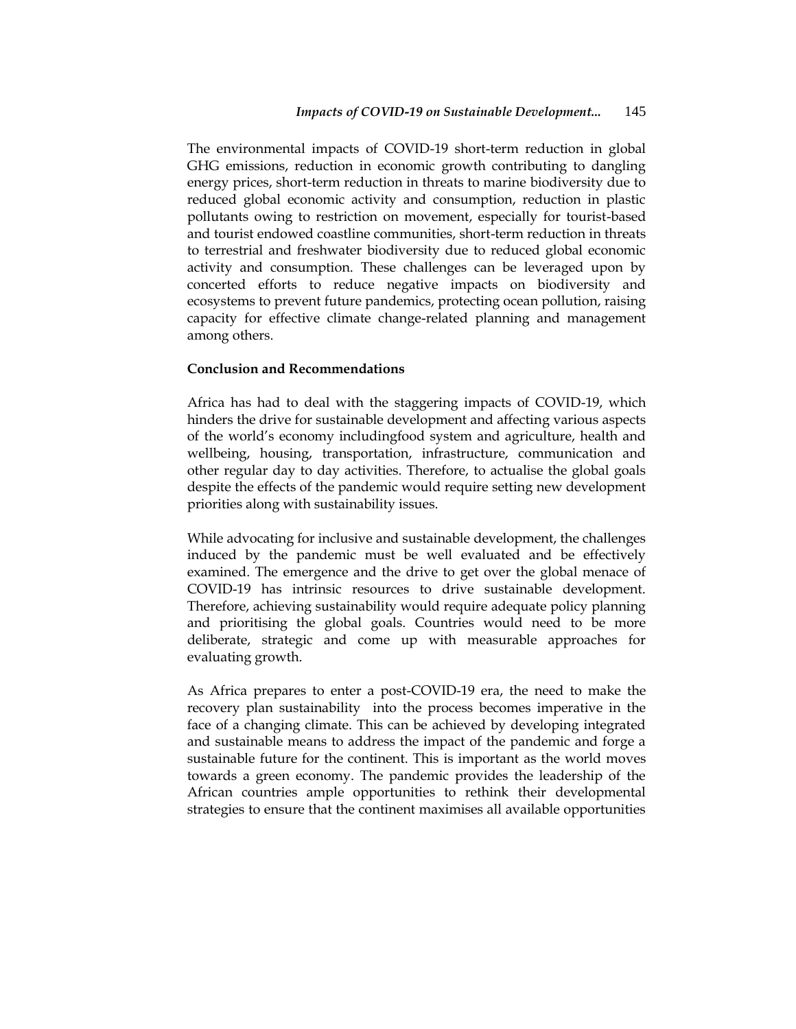The environmental impacts of COVID-19 short-term reduction in global GHG emissions, reduction in economic growth contributing to dangling energy prices, short-term reduction in threats to marine biodiversity due to reduced global economic activity and consumption, reduction in plastic pollutants owing to restriction on movement, especially for tourist-based and tourist endowed coastline communities, short-term reduction in threats to terrestrial and freshwater biodiversity due to reduced global economic activity and consumption. These challenges can be leveraged upon by concerted efforts to reduce negative impacts on biodiversity and ecosystems to prevent future pandemics, protecting ocean pollution, raising capacity for effective climate change-related planning and management among others.

## Conclusion and Recommendations

Africa has had to deal with the staggering impacts of COVID-19, which hinders the drive for sustainable development and affecting various aspects of the world's economy includingfood system and agriculture, health and wellbeing, housing, transportation, infrastructure, communication and other regular day to day activities. Therefore, to actualise the global goals despite the effects of the pandemic would require setting new development priorities along with sustainability issues.

While advocating for inclusive and sustainable development, the challenges induced by the pandemic must be well evaluated and be effectively examined. The emergence and the drive to get over the global menace of COVID-19 has intrinsic resources to drive sustainable development. Therefore, achieving sustainability would require adequate policy planning and prioritising the global goals. Countries would need to be more deliberate, strategic and come up with measurable approaches for evaluating growth.

As Africa prepares to enter a post-COVID-19 era, the need to make the recovery plan sustainability into the process becomes imperative in the face of a changing climate. This can be achieved by developing integrated and sustainable means to address the impact of the pandemic and forge a sustainable future for the continent. This is important as the world moves towards a green economy. The pandemic provides the leadership of the African countries ample opportunities to rethink their developmental strategies to ensure that the continent maximises all available opportunities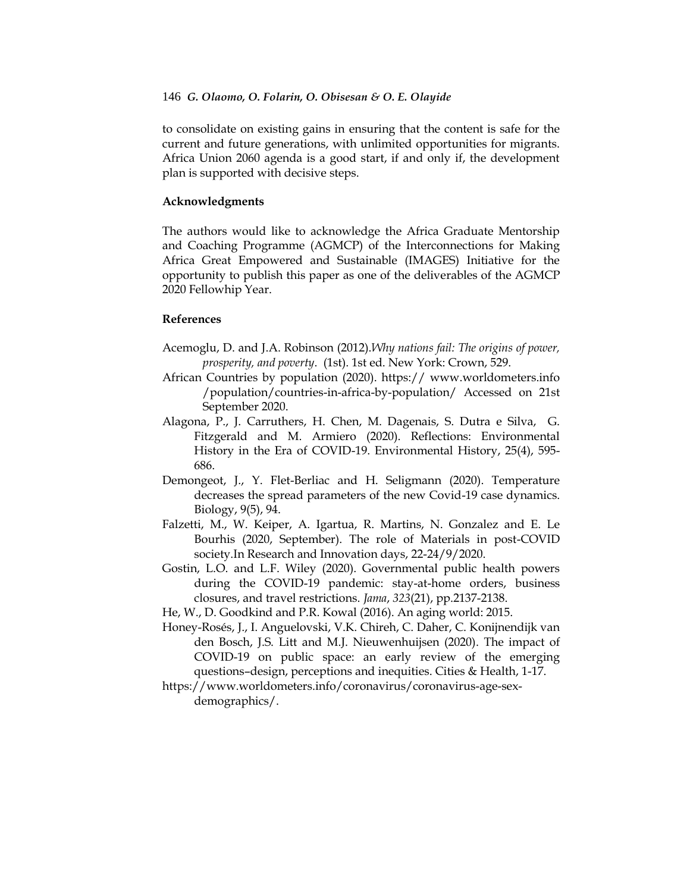to consolidate on existing gains in ensuring that the content is safe for the current and future generations, with unlimited opportunities for migrants. Africa Union 2060 agenda is a good start, if and only if, the development plan is supported with decisive steps.

### Acknowledgments

The authors would like to acknowledge the Africa Graduate Mentorship and Coaching Programme (AGMCP) of the Interconnections for Making Africa Great Empowered and Sustainable (IMAGES) Initiative for the opportunity to publish this paper as one of the deliverables of the AGMCP 2020 Fellowhip Year.

### References

Acemoglu, D. and J.A. Robinson (2012).*Why nations fail: The origins of power, prosperity, and poverty*. (1st). 1st ed. New York: Crown, 529.

African Countries by population (2020). https:// www.worldometers.info /population/countries-in-africa-by-population/ Accessed on 21st September 2020.

Alagona, P., J. Carruthers, H. Chen, M. Dagenais, S. Dutra e Silva, G. Fitzgerald and M. Armiero (2020). Reflections: Environmental History in the Era of COVID-19. Environmental History, 25(4), 595-686.

Demongeot, J., Y. Flet-Berliac and H. Seligmann (2020). Temperature decreases the spread parameters of the new Covid-19 case dynamics. Biology, 9(5), 94.

Falzetti, M., W. Keiper, A. Igartua, R. Martins, N. Gonzalez and E. Le Bourhis (2020, September). The role of Materials in post-COVID society.In Research and Innovation days, 22-24/9/2020.

Gostin, L.O. and L.F. Wiley (2020). Governmental public health powers during the COVID-19 pandemic: stay-at-home orders, business closures, and travel restrictions. *Jama*, *323*(21), pp.2137-2138.

He, W., D. Goodkind and P.R. Kowal (2016). An aging world: 2015.

Honey-Rosés, J., I. Anguelovski, V.K. Chireh, C. Daher, C. Konijnendijk van den Bosch, J.S. Litt and M.J. Nieuwenhuijsen (2020). The impact of COVID-19 on public space: an early review of the emerging questions–design, perceptions and inequities. Cities & Health, 1-17.

https://www.worldometers.info/coronavirus/coronavirus-age-sex-demographics/.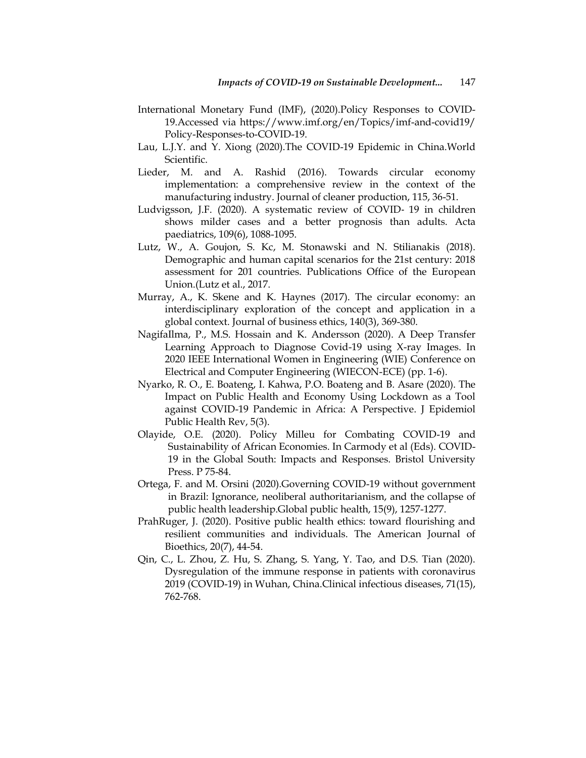International Monetary Fund (IMF), (2020).Policy Responses to COVID-19.Accessed via https://www.imf.org/en/Topics/imf-and-covid19/Policy-Responses-to-COVID-19.

Lau, L.J.Y. and Y. Xiong (2020).The COVID-19 Epidemic in China.World Scientific.

Lieder, M. and A. Rashid (2016). Towards circular economy implementation: a comprehensive review in the context of the manufacturing industry. Journal of cleaner production, 115, 36-51.

Ludvigsson, J.F. (2020). A systematic review of COVID- 19 in children shows milder cases and a better prognosis than adults. Acta paediatrics, 109(6), 1088-1095.

Lutz, W., A. Goujon, S. Kc, M. Stonawski and N. Stilianakis (2018). Demographic and human capital scenarios for the 21st century: 2018 assessment for 201 countries. Publications Office of the European Union.(Lutz et al., 2017.

Murray, A., K. Skene and K. Haynes (2017). The circular economy: an interdisciplinary exploration of the concept and application in a global context. Journal of business ethics, 140(3), 369-380.

NagifaIlma, P., M.S. Hossain and K. Andersson (2020). A Deep Transfer Learning Approach to Diagnose Covid-19 using X-ray Images. In 2020 IEEE International Women in Engineering (WIE) Conference on Electrical and Computer Engineering (WIECON-ECE) (pp. 1-6).

Nyarko, R. O., E. Boateng, I. Kahwa, P.O. Boateng and B. Asare (2020). The Impact on Public Health and Economy Using Lockdown as a Tool against COVID-19 Pandemic in Africa: A Perspective. J Epidemiol Public Health Rev, 5(3).

Olayide, O.E. (2020). Policy Milleu for Combating COVID-19 and Sustainability of African Economies. In Carmody et al (Eds). COVID-19 in the Global South: Impacts and Responses. Bristol University Press. P 75-84.

Ortega, F. and M. Orsini (2020).Governing COVID-19 without government in Brazil: Ignorance, neoliberal authoritarianism, and the collapse of public health leadership.Global public health, 15(9), 1257-1277.

PrahRuger, J. (2020). Positive public health ethics: toward flourishing and resilient communities and individuals. The American Journal of Bioethics, 20(7), 44-54.

Qin, C., L. Zhou, Z. Hu, S. Zhang, S. Yang, Y. Tao, and D.S. Tian (2020). Dysregulation of the immune response in patients with coronavirus 2019 (COVID-19) in Wuhan, China.Clinical infectious diseases, 71(15), 762-768.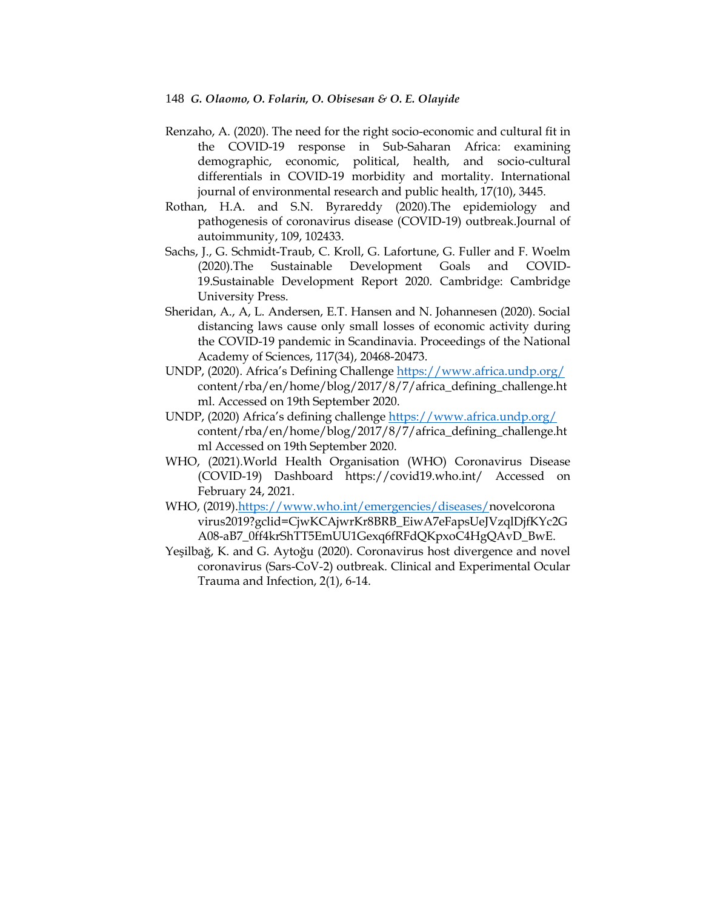Renzaho, A. (2020). The need for the right socio-economic and cultural fit in the COVID-19 response in Sub-Saharan Africa: examining demographic, economic, political, health, and socio-cultural differentials in COVID-19 morbidity and mortality. International journal of environmental research and public health, 17(10), 3445.

Rothan, H.A. and S.N. Byrareddy (2020).The epidemiology and pathogenesis of coronavirus disease (COVID-19) outbreak.Journal of autoimmunity, 109, 102433.

Sachs, J., G. Schmidt-Traub, C. Kroll, G. Lafortune, G. Fuller and F. Woelm (2020).The Sustainable Development Goals and COVID-19.Sustainable Development Report 2020. Cambridge: Cambridge University Press.

Sheridan, A., A, L. Andersen, E.T. Hansen and N. Johannesen (2020). Social distancing laws cause only small losses of economic activity during the COVID-19 pandemic in Scandinavia. Proceedings of the National Academy of Sciences, 117(34), 20468-20473.

UNDP, (2020). Africa's Defining Challenge https://www.africa.undp.org/content/rba/en/home/blog/2017/8/7/africa_defining_challenge.html. Accessed on 19th September 2020.

UNDP, (2020) Africa's defining challenge https://www.africa.undp.org/content/rba/en/home/blog/2017/8/7/africa_defining_challenge.html Accessed on 19th September 2020.

WHO, (2021).World Health Organisation (WHO) Coronavirus Disease (COVID-19) Dashboard https://covid19.who.int/ Accessed on February 24, 2021.

WHO, (2019).https://www.who.int/emergencies/diseases/novelcoronavirus2019?gclid=CjwKCAjwrKr8BRB_EiwA7eFapsUeJVzqlDjfKYc2GA08-aB7_0ff4krShTT5EmUU1Gexq6fRFdQKpxoC4HgQAvD_BwE.

Yeşilbağ, K. and G. Aytoğu (2020). Coronavirus host divergence and novel coronavirus (Sars-CoV-2) outbreak. Clinical and Experimental Ocular Trauma and Infection, 2(1), 6-14.